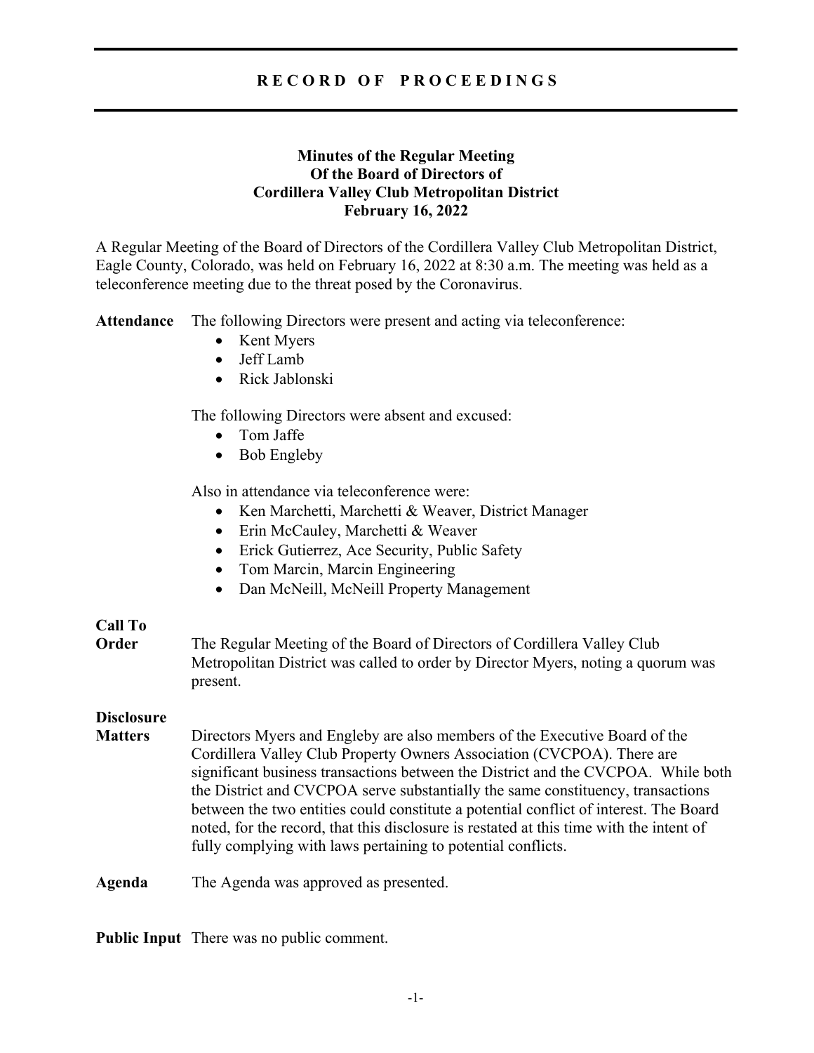# RECORD OF PROCEEDINGS

## Minutes of the Regular Meeting
## Of the Board of Directors of
## Cordillera Valley Club Metropolitan District
## February 16, 2022

A Regular Meeting of the Board of Directors of the Cordillera Valley Club Metropolitan District, Eagle County, Colorado, was held on February 16, 2022 at 8:30 a.m. The meeting was held as a teleconference meeting due to the threat posed by the Coronavirus.

**Attendance** The following Directors were present and acting via teleconference:

- Kent Myers
- Jeff Lamb
- Rick Jablonski

The following Directors were absent and excused:

- Tom Jaffe
- Bob Engleby

Also in attendance via teleconference were:

- Ken Marchetti, Marchetti & Weaver, District Manager
- Erin McCauley, Marchetti & Weaver
- Erick Gutierrez, Ace Security, Public Safety
- Tom Marcin, Marcin Engineering
- Dan McNeill, McNeill Property Management

**Call To Order** The Regular Meeting of the Board of Directors of Cordillera Valley Club Metropolitan District was called to order by Director Myers, noting a quorum was present.

**Disclosure Matters** Directors Myers and Engleby are also members of the Executive Board of the Cordillera Valley Club Property Owners Association (CVCPOA). There are significant business transactions between the District and the CVCPOA. While both the District and CVCPOA serve substantially the same constituency, transactions between the two entities could constitute a potential conflict of interest. The Board noted, for the record, that this disclosure is restated at this time with the intent of fully complying with laws pertaining to potential conflicts.

**Agenda** The Agenda was approved as presented.

**Public Input** There was no public comment.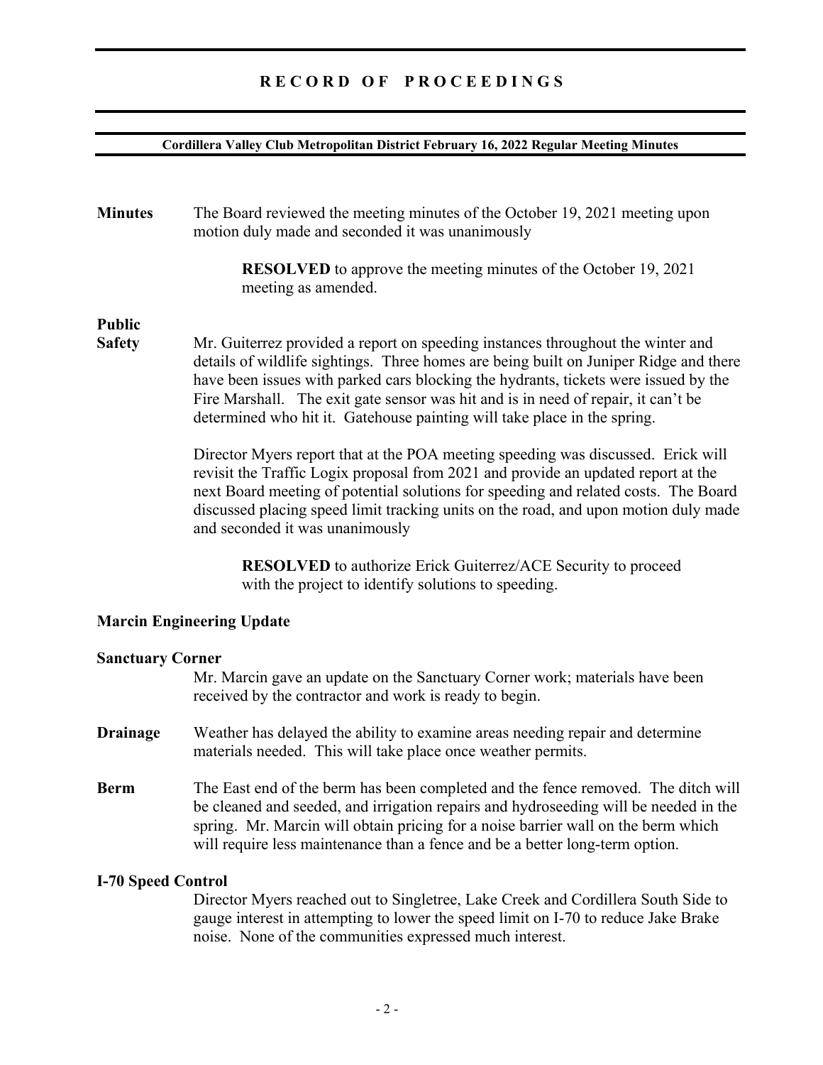# RECORD OF PROCEEDINGS

**Cordillera Valley Club Metropolitan District February 16, 2022 Regular Meeting Minutes**

**Minutes** The Board reviewed the meeting minutes of the October 19, 2021 meeting upon motion duly made and seconded it was unanimously

> **RESOLVED** to approve the meeting minutes of the October 19, 2021 meeting as amended.

**Public Safety** Mr. Guiterrez provided a report on speeding instances throughout the winter and details of wildlife sightings. Three homes are being built on Juniper Ridge and there have been issues with parked cars blocking the hydrants, tickets were issued by the Fire Marshall. The exit gate sensor was hit and is in need of repair, it can't be determined who hit it. Gatehouse painting will take place in the spring.

Director Myers report that at the POA meeting speeding was discussed. Erick will revisit the Traffic Logix proposal from 2021 and provide an updated report at the next Board meeting of potential solutions for speeding and related costs. The Board discussed placing speed limit tracking units on the road, and upon motion duly made and seconded it was unanimously

> **RESOLVED** to authorize Erick Guiterrez/ACE Security to proceed with the project to identify solutions to speeding.

**Marcin Engineering Update**

**Sanctuary Corner**

Mr. Marcin gave an update on the Sanctuary Corner work; materials have been received by the contractor and work is ready to begin.

**Drainage** Weather has delayed the ability to examine areas needing repair and determine materials needed. This will take place once weather permits.

**Berm** The East end of the berm has been completed and the fence removed. The ditch will be cleaned and seeded, and irrigation repairs and hydroseeding will be needed in the spring. Mr. Marcin will obtain pricing for a noise barrier wall on the berm which will require less maintenance than a fence and be a better long-term option.

**I-70 Speed Control**

Director Myers reached out to Singletree, Lake Creek and Cordillera South Side to gauge interest in attempting to lower the speed limit on I-70 to reduce Jake Brake noise. None of the communities expressed much interest.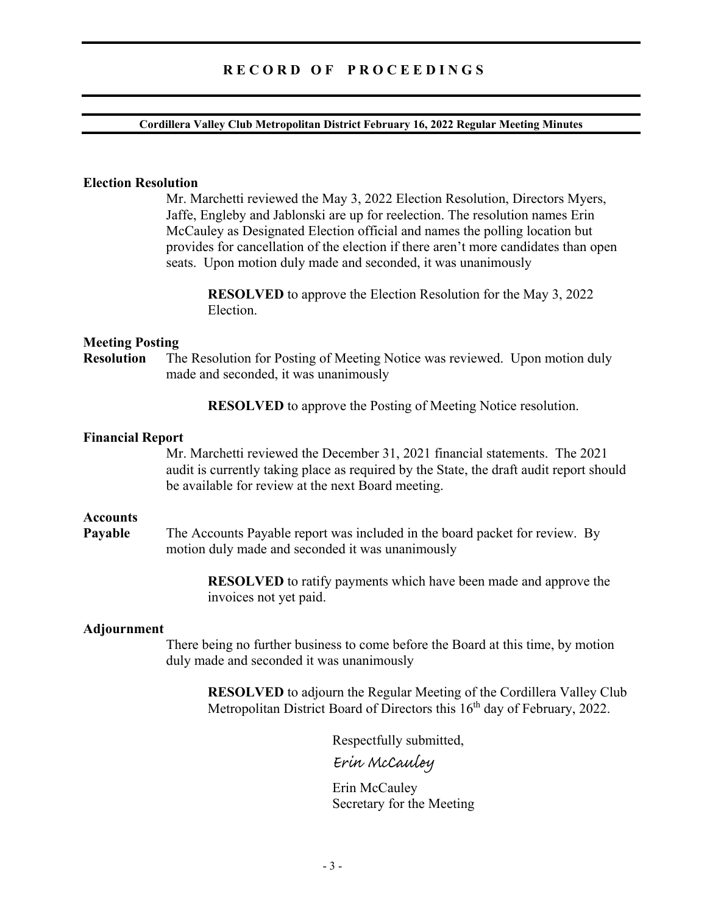**Election Resolution**

Mr. Marchetti reviewed the May 3, 2022 Election Resolution, Directors Myers, Jaffe, Engleby and Jablonski are up for reelection. The resolution names Erin McCauley as Designated Election official and names the polling location but provides for cancellation of the election if there aren't more candidates than open seats. Upon motion duly made and seconded, it was unanimously

> **RESOLVED** to approve the Election Resolution for the May 3, 2022 Election.

**Meeting Posting Resolution**

The Resolution for Posting of Meeting Notice was reviewed. Upon motion duly made and seconded, it was unanimously

> **RESOLVED** to approve the Posting of Meeting Notice resolution.

**Financial Report**

Mr. Marchetti reviewed the December 31, 2021 financial statements. The 2021 audit is currently taking place as required by the State, the draft audit report should be available for review at the next Board meeting.

**Accounts Payable**

The Accounts Payable report was included in the board packet for review. By motion duly made and seconded it was unanimously

> **RESOLVED** to ratify payments which have been made and approve the invoices not yet paid.

**Adjournment**

There being no further business to come before the Board at this time, by motion duly made and seconded it was unanimously

> **RESOLVED** to adjourn the Regular Meeting of the Cordillera Valley Club Metropolitan District Board of Directors this 16th day of February, 2022.

Respectfully submitted,

*Erin McCauley*

Erin McCauley
Secretary for the Meeting